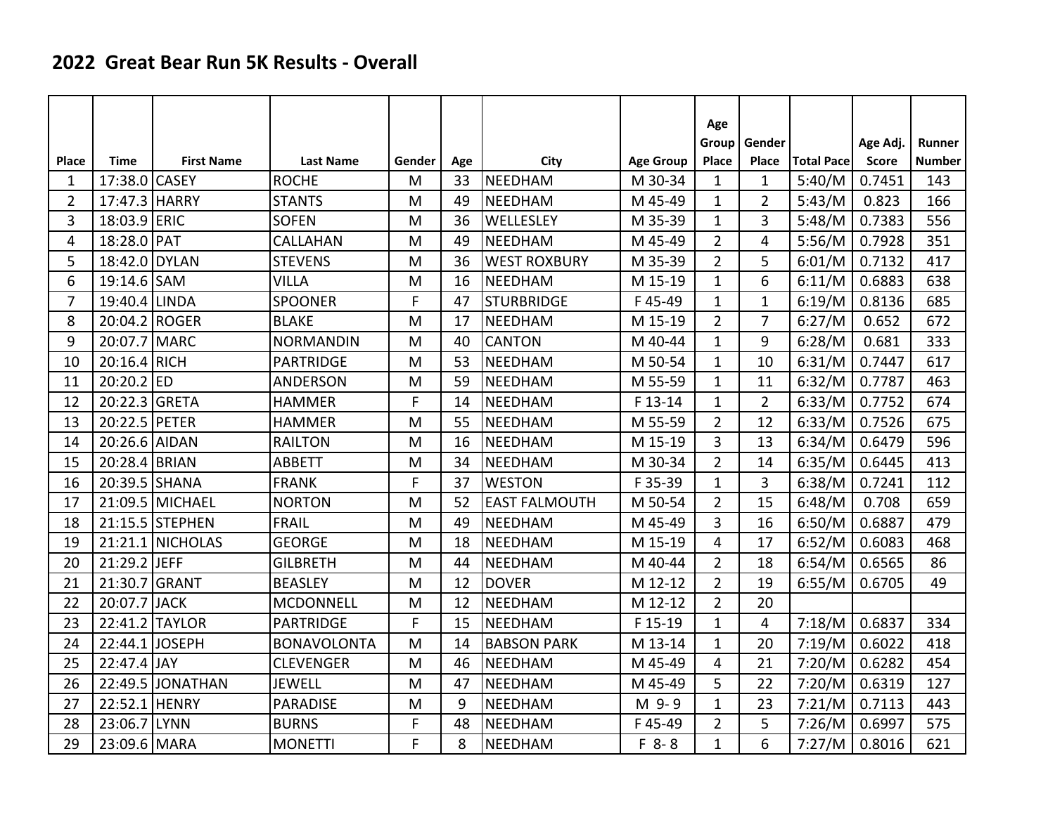## 2022 Great Bear Run 5K Results - Overall

| Place | Time | First Name | Last Name | Gender | Age | City | Age Group | Age Group Place | Gender Place | Total Pace | Age Adj. Score | Runner Number |
|---|---|---|---|---|---|---|---|---|---|---|---|---|
| 1 | 17:38.0 | CASEY | ROCHE | M | 33 | NEEDHAM | M 30-34 | 1 | 1 | 5:40/M | 0.7451 | 143 |
| 2 | 17:47.3 | HARRY | STANTS | M | 49 | NEEDHAM | M 45-49 | 1 | 2 | 5:43/M | 0.823 | 166 |
| 3 | 18:03.9 | ERIC | SOFEN | M | 36 | WELLESLEY | M 35-39 | 1 | 3 | 5:48/M | 0.7383 | 556 |
| 4 | 18:28.0 | PAT | CALLAHAN | M | 49 | NEEDHAM | M 45-49 | 2 | 4 | 5:56/M | 0.7928 | 351 |
| 5 | 18:42.0 | DYLAN | STEVENS | M | 36 | WEST ROXBURY | M 35-39 | 2 | 5 | 6:01/M | 0.7132 | 417 |
| 6 | 19:14.6 | SAM | VILLA | M | 16 | NEEDHAM | M 15-19 | 1 | 6 | 6:11/M | 0.6883 | 638 |
| 7 | 19:40.4 | LINDA | SPOONER | F | 47 | STURBRIDGE | F 45-49 | 1 | 1 | 6:19/M | 0.8136 | 685 |
| 8 | 20:04.2 | ROGER | BLAKE | M | 17 | NEEDHAM | M 15-19 | 2 | 7 | 6:27/M | 0.652 | 672 |
| 9 | 20:07.7 | MARC | NORMANDIN | M | 40 | CANTON | M 40-44 | 1 | 9 | 6:28/M | 0.681 | 333 |
| 10 | 20:16.4 | RICH | PARTRIDGE | M | 53 | NEEDHAM | M 50-54 | 1 | 10 | 6:31/M | 0.7447 | 617 |
| 11 | 20:20.2 | ED | ANDERSON | M | 59 | NEEDHAM | M 55-59 | 1 | 11 | 6:32/M | 0.7787 | 463 |
| 12 | 20:22.3 | GRETA | HAMMER | F | 14 | NEEDHAM | F 13-14 | 1 | 2 | 6:33/M | 0.7752 | 674 |
| 13 | 20:22.5 | PETER | HAMMER | M | 55 | NEEDHAM | M 55-59 | 2 | 12 | 6:33/M | 0.7526 | 675 |
| 14 | 20:26.6 | AIDAN | RAILTON | M | 16 | NEEDHAM | M 15-19 | 3 | 13 | 6:34/M | 0.6479 | 596 |
| 15 | 20:28.4 | BRIAN | ABBETT | M | 34 | NEEDHAM | M 30-34 | 2 | 14 | 6:35/M | 0.6445 | 413 |
| 16 | 20:39.5 | SHANA | FRANK | F | 37 | WESTON | F 35-39 | 1 | 3 | 6:38/M | 0.7241 | 112 |
| 17 | 21:09.5 | MICHAEL | NORTON | M | 52 | EAST FALMOUTH | M 50-54 | 2 | 15 | 6:48/M | 0.708 | 659 |
| 18 | 21:15.5 | STEPHEN | FRAIL | M | 49 | NEEDHAM | M 45-49 | 3 | 16 | 6:50/M | 0.6887 | 479 |
| 19 | 21:21.1 | NICHOLAS | GEORGE | M | 18 | NEEDHAM | M 15-19 | 4 | 17 | 6:52/M | 0.6083 | 468 |
| 20 | 21:29.2 | JEFF | GILBRETH | M | 44 | NEEDHAM | M 40-44 | 2 | 18 | 6:54/M | 0.6565 | 86 |
| 21 | 21:30.7 | GRANT | BEASLEY | M | 12 | DOVER | M 12-12 | 2 | 19 | 6:55/M | 0.6705 | 49 |
| 22 | 20:07.7 | JACK | MCDONNELL | M | 12 | NEEDHAM | M 12-12 | 2 | 20 | | | |
| 23 | 22:41.2 | TAYLOR | PARTRIDGE | F | 15 | NEEDHAM | F 15-19 | 1 | 4 | 7:18/M | 0.6837 | 334 |
| 24 | 22:44.1 | JOSEPH | BONAVOLONTA | M | 14 | BABSON PARK | M 13-14 | 1 | 20 | 7:19/M | 0.6022 | 418 |
| 25 | 22:47.4 | JAY | CLEVENGER | M | 46 | NEEDHAM | M 45-49 | 4 | 21 | 7:20/M | 0.6282 | 454 |
| 26 | 22:49.5 | JONATHAN | JEWELL | M | 47 | NEEDHAM | M 45-49 | 5 | 22 | 7:20/M | 0.6319 | 127 |
| 27 | 22:52.1 | HENRY | PARADISE | M | 9 | NEEDHAM | M 9- 9 | 1 | 23 | 7:21/M | 0.7113 | 443 |
| 28 | 23:06.7 | LYNN | BURNS | F | 48 | NEEDHAM | F 45-49 | 2 | 5 | 7:26/M | 0.6997 | 575 |
| 29 | 23:09.6 | MARA | MONETTI | F | 8 | NEEDHAM | F 8- 8 | 1 | 6 | 7:27/M | 0.8016 | 621 |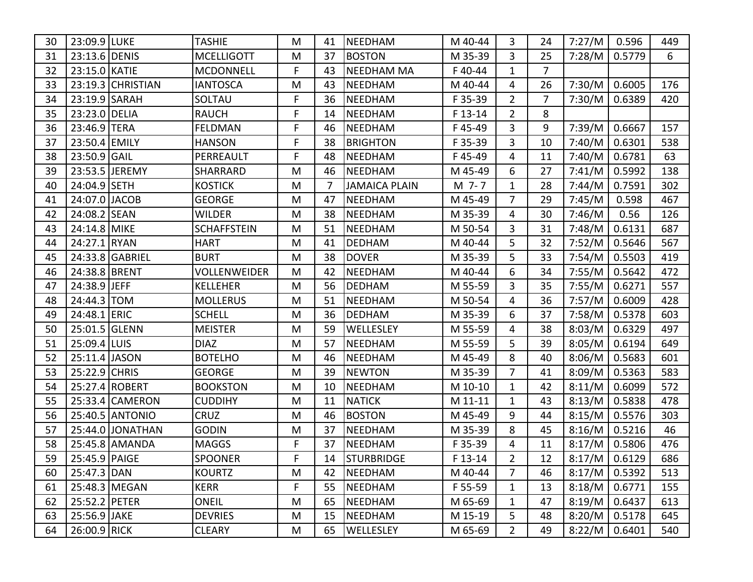| 30 | 23:09.9 | LUKE | TASHIE | M | 41 | NEEDHAM | M 40-44 | 3 | 24 | 7:27/M | 0.596 | 449 |
|---|---|---|---|---|---|---|---|---|---|---|---|---|
| 31 | 23:13.6 | DENIS | MCELLIGOTT | M | 37 | BOSTON | M 35-39 | 3 | 25 | 7:28/M | 0.5779 | 6 |
| 32 | 23:15.0 | KATIE | MCDONNELL | F | 43 | NEEDHAM MA | F 40-44 | 1 | 7 | | | |
| 33 | 23:19.3 | CHRISTIAN | IANTOSCA | M | 43 | NEEDHAM | M 40-44 | 4 | 26 | 7:30/M | 0.6005 | 176 |
| 34 | 23:19.9 | SARAH | SOLTAU | F | 36 | NEEDHAM | F 35-39 | 2 | 7 | 7:30/M | 0.6389 | 420 |
| 35 | 23:23.0 | DELIA | RAUCH | F | 14 | NEEDHAM | F 13-14 | 2 | 8 | | | |
| 36 | 23:46.9 | TERA | FELDMAN | F | 46 | NEEDHAM | F 45-49 | 3 | 9 | 7:39/M | 0.6667 | 157 |
| 37 | 23:50.4 | EMILY | HANSON | F | 38 | BRIGHTON | F 35-39 | 3 | 10 | 7:40/M | 0.6301 | 538 |
| 38 | 23:50.9 | GAIL | PERREAULT | F | 48 | NEEDHAM | F 45-49 | 4 | 11 | 7:40/M | 0.6781 | 63 |
| 39 | 23:53.5 | JEREMY | SHARRARD | M | 46 | NEEDHAM | M 45-49 | 6 | 27 | 7:41/M | 0.5992 | 138 |
| 40 | 24:04.9 | SETH | KOSTICK | M | 7 | JAMAICA PLAIN | M 7- 7 | 1 | 28 | 7:44/M | 0.7591 | 302 |
| 41 | 24:07.0 | JACOB | GEORGE | M | 47 | NEEDHAM | M 45-49 | 7 | 29 | 7:45/M | 0.598 | 467 |
| 42 | 24:08.2 | SEAN | WILDER | M | 38 | NEEDHAM | M 35-39 | 4 | 30 | 7:46/M | 0.56 | 126 |
| 43 | 24:14.8 | MIKE | SCHAFFSTEIN | M | 51 | NEEDHAM | M 50-54 | 3 | 31 | 7:48/M | 0.6131 | 687 |
| 44 | 24:27.1 | RYAN | HART | M | 41 | DEDHAM | M 40-44 | 5 | 32 | 7:52/M | 0.5646 | 567 |
| 45 | 24:33.8 | GABRIEL | BURT | M | 38 | DOVER | M 35-39 | 5 | 33 | 7:54/M | 0.5503 | 419 |
| 46 | 24:38.8 | BRENT | VOLLENWEIDER | M | 42 | NEEDHAM | M 40-44 | 6 | 34 | 7:55/M | 0.5642 | 472 |
| 47 | 24:38.9 | JEFF | KELLEHER | M | 56 | DEDHAM | M 55-59 | 3 | 35 | 7:55/M | 0.6271 | 557 |
| 48 | 24:44.3 | TOM | MOLLERUS | M | 51 | NEEDHAM | M 50-54 | 4 | 36 | 7:57/M | 0.6009 | 428 |
| 49 | 24:48.1 | ERIC | SCHELL | M | 36 | DEDHAM | M 35-39 | 6 | 37 | 7:58/M | 0.5378 | 603 |
| 50 | 25:01.5 | GLENN | MEISTER | M | 59 | WELLESLEY | M 55-59 | 4 | 38 | 8:03/M | 0.6329 | 497 |
| 51 | 25:09.4 | LUIS | DIAZ | M | 57 | NEEDHAM | M 55-59 | 5 | 39 | 8:05/M | 0.6194 | 649 |
| 52 | 25:11.4 | JASON | BOTELHO | M | 46 | NEEDHAM | M 45-49 | 8 | 40 | 8:06/M | 0.5683 | 601 |
| 53 | 25:22.9 | CHRIS | GEORGE | M | 39 | NEWTON | M 35-39 | 7 | 41 | 8:09/M | 0.5363 | 583 |
| 54 | 25:27.4 | ROBERT | BOOKSTON | M | 10 | NEEDHAM | M 10-10 | 1 | 42 | 8:11/M | 0.6099 | 572 |
| 55 | 25:33.4 | CAMERON | CUDDIHY | M | 11 | NATICK | M 11-11 | 1 | 43 | 8:13/M | 0.5838 | 478 |
| 56 | 25:40.5 | ANTONIO | CRUZ | M | 46 | BOSTON | M 45-49 | 9 | 44 | 8:15/M | 0.5576 | 303 |
| 57 | 25:44.0 | JONATHAN | GODIN | M | 37 | NEEDHAM | M 35-39 | 8 | 45 | 8:16/M | 0.5216 | 46 |
| 58 | 25:45.8 | AMANDA | MAGGS | F | 37 | NEEDHAM | F 35-39 | 4 | 11 | 8:17/M | 0.5806 | 476 |
| 59 | 25:45.9 | PAIGE | SPOONER | F | 14 | STURBRIDGE | F 13-14 | 2 | 12 | 8:17/M | 0.6129 | 686 |
| 60 | 25:47.3 | DAN | KOURTZ | M | 42 | NEEDHAM | M 40-44 | 7 | 46 | 8:17/M | 0.5392 | 513 |
| 61 | 25:48.3 | MEGAN | KERR | F | 55 | NEEDHAM | F 55-59 | 1 | 13 | 8:18/M | 0.6771 | 155 |
| 62 | 25:52.2 | PETER | ONEIL | M | 65 | NEEDHAM | M 65-69 | 1 | 47 | 8:19/M | 0.6437 | 613 |
| 63 | 25:56.9 | JAKE | DEVRIES | M | 15 | NEEDHAM | M 15-19 | 5 | 48 | 8:20/M | 0.5178 | 645 |
| 64 | 26:00.9 | RICK | CLEARY | M | 65 | WELLESLEY | M 65-69 | 2 | 49 | 8:22/M | 0.6401 | 540 |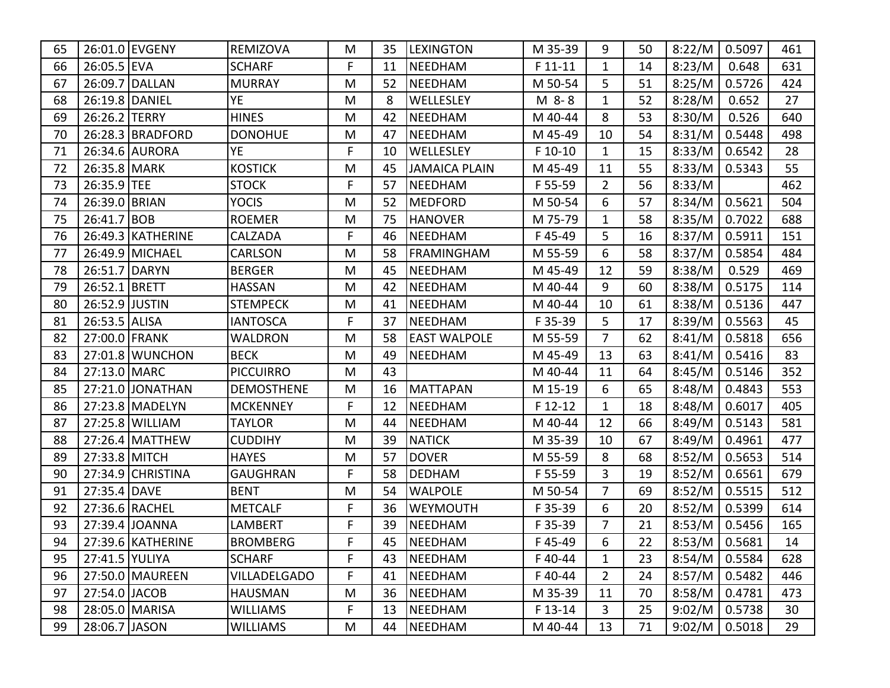| | | | | | | | | | | | | |
|---|---|---|---|---|---|---|---|---|---|---|---|---|
| 65 | 26:01.0 | EVGENY | REMIZOVA | M | 35 | LEXINGTON | M 35-39 | 9 | 50 | 8:22/M | 0.5097 | 461 |
| 66 | 26:05.5 | EVA | SCHARF | F | 11 | NEEDHAM | F 11-11 | 1 | 14 | 8:23/M | 0.648 | 631 |
| 67 | 26:09.7 | DALLAN | MURRAY | M | 52 | NEEDHAM | M 50-54 | 5 | 51 | 8:25/M | 0.5726 | 424 |
| 68 | 26:19.8 | DANIEL | YE | M | 8 | WELLESLEY | M 8-8 | 1 | 52 | 8:28/M | 0.652 | 27 |
| 69 | 26:26.2 | TERRY | HINES | M | 42 | NEEDHAM | M 40-44 | 8 | 53 | 8:30/M | 0.526 | 640 |
| 70 | 26:28.3 | BRADFORD | DONOHUE | M | 47 | NEEDHAM | M 45-49 | 10 | 54 | 8:31/M | 0.5448 | 498 |
| 71 | 26:34.6 | AURORA | YE | F | 10 | WELLESLEY | F 10-10 | 1 | 15 | 8:33/M | 0.6542 | 28 |
| 72 | 26:35.8 | MARK | KOSTICK | M | 45 | JAMAICA PLAIN | M 45-49 | 11 | 55 | 8:33/M | 0.5343 | 55 |
| 73 | 26:35.9 | TEE | STOCK | F | 57 | NEEDHAM | F 55-59 | 2 | 56 | 8:33/M | | 462 |
| 74 | 26:39.0 | BRIAN | YOCIS | M | 52 | MEDFORD | M 50-54 | 6 | 57 | 8:34/M | 0.5621 | 504 |
| 75 | 26:41.7 | BOB | ROEMER | M | 75 | HANOVER | M 75-79 | 1 | 58 | 8:35/M | 0.7022 | 688 |
| 76 | 26:49.3 | KATHERINE | CALZADA | F | 46 | NEEDHAM | F 45-49 | 5 | 16 | 8:37/M | 0.5911 | 151 |
| 77 | 26:49.9 | MICHAEL | CARLSON | M | 58 | FRAMINGHAM | M 55-59 | 6 | 58 | 8:37/M | 0.5854 | 484 |
| 78 | 26:51.7 | DARYN | BERGER | M | 45 | NEEDHAM | M 45-49 | 12 | 59 | 8:38/M | 0.529 | 469 |
| 79 | 26:52.1 | BRETT | HASSAN | M | 42 | NEEDHAM | M 40-44 | 9 | 60 | 8:38/M | 0.5175 | 114 |
| 80 | 26:52.9 | JUSTIN | STEMPECK | M | 41 | NEEDHAM | M 40-44 | 10 | 61 | 8:38/M | 0.5136 | 447 |
| 81 | 26:53.5 | ALISA | IANTOSCA | F | 37 | NEEDHAM | F 35-39 | 5 | 17 | 8:39/M | 0.5563 | 45 |
| 82 | 27:00.0 | FRANK | WALDRON | M | 58 | EAST WALPOLE | M 55-59 | 7 | 62 | 8:41/M | 0.5818 | 656 |
| 83 | 27:01.8 | WUNCHON | BECK | M | 49 | NEEDHAM | M 45-49 | 13 | 63 | 8:41/M | 0.5416 | 83 |
| 84 | 27:13.0 | MARC | PICCUIRRO | M | 43 | | M 40-44 | 11 | 64 | 8:45/M | 0.5146 | 352 |
| 85 | 27:21.0 | JONATHAN | DEMOSTHENE | M | 16 | MATTAPAN | M 15-19 | 6 | 65 | 8:48/M | 0.4843 | 553 |
| 86 | 27:23.8 | MADELYN | MCKENNEY | F | 12 | NEEDHAM | F 12-12 | 1 | 18 | 8:48/M | 0.6017 | 405 |
| 87 | 27:25.8 | WILLIAM | TAYLOR | M | 44 | NEEDHAM | M 40-44 | 12 | 66 | 8:49/M | 0.5143 | 581 |
| 88 | 27:26.4 | MATTHEW | CUDDIHY | M | 39 | NATICK | M 35-39 | 10 | 67 | 8:49/M | 0.4961 | 477 |
| 89 | 27:33.8 | MITCH | HAYES | M | 57 | DOVER | M 55-59 | 8 | 68 | 8:52/M | 0.5653 | 514 |
| 90 | 27:34.9 | CHRISTINA | GAUGHRAN | F | 58 | DEDHAM | F 55-59 | 3 | 19 | 8:52/M | 0.6561 | 679 |
| 91 | 27:35.4 | DAVE | BENT | M | 54 | WALPOLE | M 50-54 | 7 | 69 | 8:52/M | 0.5515 | 512 |
| 92 | 27:36.6 | RACHEL | METCALF | F | 36 | WEYMOUTH | F 35-39 | 6 | 20 | 8:52/M | 0.5399 | 614 |
| 93 | 27:39.4 | JOANNA | LAMBERT | F | 39 | NEEDHAM | F 35-39 | 7 | 21 | 8:53/M | 0.5456 | 165 |
| 94 | 27:39.6 | KATHERINE | BROMBERG | F | 45 | NEEDHAM | F 45-49 | 6 | 22 | 8:53/M | 0.5681 | 14 |
| 95 | 27:41.5 | YULIYA | SCHARF | F | 43 | NEEDHAM | F 40-44 | 1 | 23 | 8:54/M | 0.5584 | 628 |
| 96 | 27:50.0 | MAUREEN | VILLADELGADO | F | 41 | NEEDHAM | F 40-44 | 2 | 24 | 8:57/M | 0.5482 | 446 |
| 97 | 27:54.0 | JACOB | HAUSMAN | M | 36 | NEEDHAM | M 35-39 | 11 | 70 | 8:58/M | 0.4781 | 473 |
| 98 | 28:05.0 | MARISA | WILLIAMS | F | 13 | NEEDHAM | F 13-14 | 3 | 25 | 9:02/M | 0.5738 | 30 |
| 99 | 28:06.7 | JASON | WILLIAMS | M | 44 | NEEDHAM | M 40-44 | 13 | 71 | 9:02/M | 0.5018 | 29 |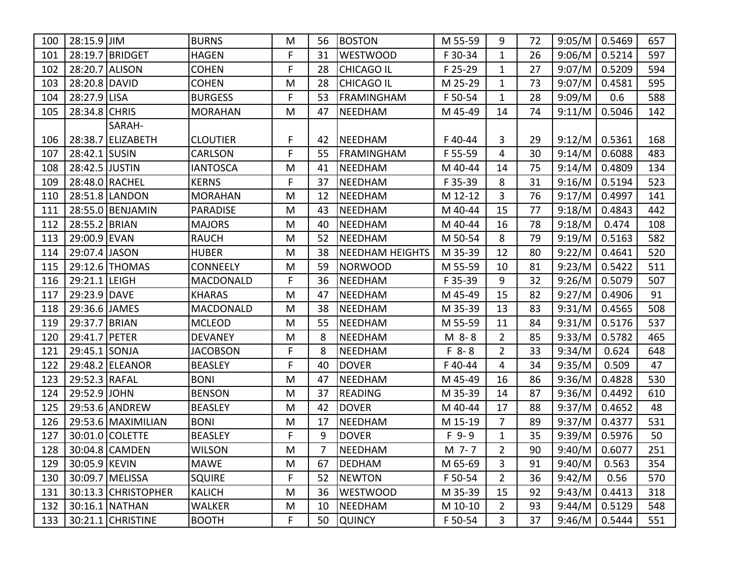| 100 | 28:15.9 | JIM | BURNS | M | 56 | BOSTON | M 55-59 | 9 | 72 | 9:05/M | 0.5469 | 657 |
|---|---|---|---|---|---|---|---|---|---|---|---|---|
| 101 | 28:19.7 | BRIDGET | HAGEN | F | 31 | WESTWOOD | F 30-34 | 1 | 26 | 9:06/M | 0.5214 | 597 |
| 102 | 28:20.7 | ALISON | COHEN | F | 28 | CHICAGO IL | F 25-29 | 1 | 27 | 9:07/M | 0.5209 | 594 |
| 103 | 28:20.8 | DAVID | COHEN | M | 28 | CHICAGO IL | M 25-29 | 1 | 73 | 9:07/M | 0.4581 | 595 |
| 104 | 28:27.9 | LISA | BURGESS | F | 53 | FRAMINGHAM | F 50-54 | 1 | 28 | 9:09/M | 0.6 | 588 |
| 105 | 28:34.8 | CHRIS | MORAHAN | M | 47 | NEEDHAM | M 45-49 | 14 | 74 | 9:11/M | 0.5046 | 142 |
| 106 | 28:38.7 | SARAH-ELIZABETH | CLOUTIER | F | 42 | NEEDHAM | F 40-44 | 3 | 29 | 9:12/M | 0.5361 | 168 |
| 107 | 28:42.1 | SUSIN | CARLSON | F | 55 | FRAMINGHAM | F 55-59 | 4 | 30 | 9:14/M | 0.6088 | 483 |
| 108 | 28:42.5 | JUSTIN | IANTOSCA | M | 41 | NEEDHAM | M 40-44 | 14 | 75 | 9:14/M | 0.4809 | 134 |
| 109 | 28:48.0 | RACHEL | KERNS | F | 37 | NEEDHAM | F 35-39 | 8 | 31 | 9:16/M | 0.5194 | 523 |
| 110 | 28:51.8 | LANDON | MORAHAN | M | 12 | NEEDHAM | M 12-12 | 3 | 76 | 9:17/M | 0.4997 | 141 |
| 111 | 28:55.0 | BENJAMIN | PARADISE | M | 43 | NEEDHAM | M 40-44 | 15 | 77 | 9:18/M | 0.4843 | 442 |
| 112 | 28:55.2 | BRIAN | MAJORS | M | 40 | NEEDHAM | M 40-44 | 16 | 78 | 9:18/M | 0.474 | 108 |
| 113 | 29:00.9 | EVAN | RAUCH | M | 52 | NEEDHAM | M 50-54 | 8 | 79 | 9:19/M | 0.5163 | 582 |
| 114 | 29:07.4 | JASON | HUBER | M | 38 | NEEDHAM HEIGHTS | M 35-39 | 12 | 80 | 9:22/M | 0.4641 | 520 |
| 115 | 29:12.6 | THOMAS | CONNEELY | M | 59 | NORWOOD | M 55-59 | 10 | 81 | 9:23/M | 0.5422 | 511 |
| 116 | 29:21.1 | LEIGH | MACDONALD | F | 36 | NEEDHAM | F 35-39 | 9 | 32 | 9:26/M | 0.5079 | 507 |
| 117 | 29:23.9 | DAVE | KHARAS | M | 47 | NEEDHAM | M 45-49 | 15 | 82 | 9:27/M | 0.4906 | 91 |
| 118 | 29:36.6 | JAMES | MACDONALD | M | 38 | NEEDHAM | M 35-39 | 13 | 83 | 9:31/M | 0.4565 | 508 |
| 119 | 29:37.7 | BRIAN | MCLEOD | M | 55 | NEEDHAM | M 55-59 | 11 | 84 | 9:31/M | 0.5176 | 537 |
| 120 | 29:41.7 | PETER | DEVANEY | M | 8 | NEEDHAM | M 8-8 | 2 | 85 | 9:33/M | 0.5782 | 465 |
| 121 | 29:45.1 | SONJA | JACOBSON | F | 8 | NEEDHAM | F 8-8 | 2 | 33 | 9:34/M | 0.624 | 648 |
| 122 | 29:48.2 | ELEANOR | BEASLEY | F | 40 | DOVER | F 40-44 | 4 | 34 | 9:35/M | 0.509 | 47 |
| 123 | 29:52.3 | RAFAL | BONI | M | 47 | NEEDHAM | M 45-49 | 16 | 86 | 9:36/M | 0.4828 | 530 |
| 124 | 29:52.9 | JOHN | BENSON | M | 37 | READING | M 35-39 | 14 | 87 | 9:36/M | 0.4492 | 610 |
| 125 | 29:53.6 | ANDREW | BEASLEY | M | 42 | DOVER | M 40-44 | 17 | 88 | 9:37/M | 0.4652 | 48 |
| 126 | 29:53.6 | MAXIMILIAN | BONI | M | 17 | NEEDHAM | M 15-19 | 7 | 89 | 9:37/M | 0.4377 | 531 |
| 127 | 30:01.0 | COLETTE | BEASLEY | F | 9 | DOVER | F 9-9 | 1 | 35 | 9:39/M | 0.5976 | 50 |
| 128 | 30:04.8 | CAMDEN | WILSON | M | 7 | NEEDHAM | M 7-7 | 2 | 90 | 9:40/M | 0.6077 | 251 |
| 129 | 30:05.9 | KEVIN | MAWE | M | 67 | DEDHAM | M 65-69 | 3 | 91 | 9:40/M | 0.563 | 354 |
| 130 | 30:09.7 | MELISSA | SQUIRE | F | 52 | NEWTON | F 50-54 | 2 | 36 | 9:42/M | 0.56 | 570 |
| 131 | 30:13.3 | CHRISTOPHER | KALICH | M | 36 | WESTWOOD | M 35-39 | 15 | 92 | 9:43/M | 0.4413 | 318 |
| 132 | 30:16.1 | NATHAN | WALKER | M | 10 | NEEDHAM | M 10-10 | 2 | 93 | 9:44/M | 0.5129 | 548 |
| 133 | 30:21.1 | CHRISTINE | BOOTH | F | 50 | QUINCY | F 50-54 | 3 | 37 | 9:46/M | 0.5444 | 551 |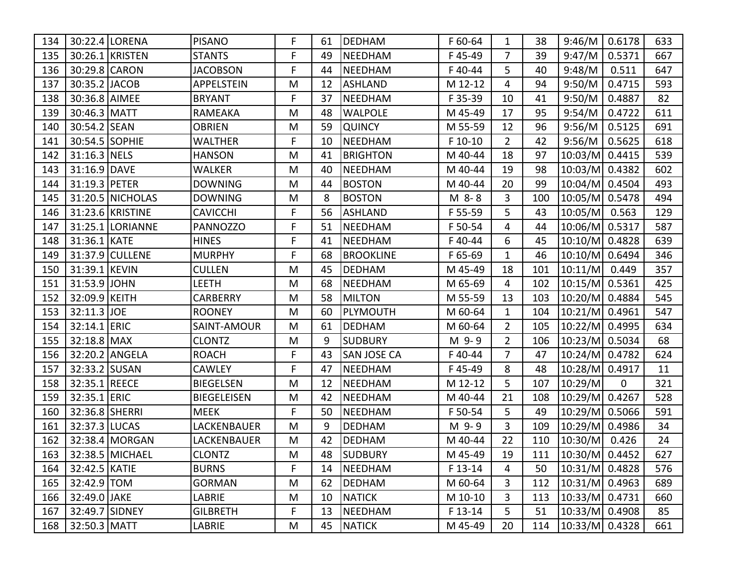| 134 | 30:22.4 | LORENA | PISANO | F | 61 | DEDHAM | F 60-64 | 1 | 38 | 9:46/M | 0.6178 | 633 |
|---|---|---|---|---|---|---|---|---|---|---|---|---|
| 135 | 30:26.1 | KRISTEN | STANTS | F | 49 | NEEDHAM | F 45-49 | 7 | 39 | 9:47/M | 0.5371 | 667 |
| 136 | 30:29.8 | CARON | JACOBSON | F | 44 | NEEDHAM | F 40-44 | 5 | 40 | 9:48/M | 0.511 | 647 |
| 137 | 30:35.2 | JACOB | APPELSTEIN | M | 12 | ASHLAND | M 12-12 | 4 | 94 | 9:50/M | 0.4715 | 593 |
| 138 | 30:36.8 | AIMEE | BRYANT | F | 37 | NEEDHAM | F 35-39 | 10 | 41 | 9:50/M | 0.4887 | 82 |
| 139 | 30:46.3 | MATT | RAMEAKA | M | 48 | WALPOLE | M 45-49 | 17 | 95 | 9:54/M | 0.4722 | 611 |
| 140 | 30:54.2 | SEAN | OBRIEN | M | 59 | QUINCY | M 55-59 | 12 | 96 | 9:56/M | 0.5125 | 691 |
| 141 | 30:54.5 | SOPHIE | WALTHER | F | 10 | NEEDHAM | F 10-10 | 2 | 42 | 9:56/M | 0.5625 | 618 |
| 142 | 31:16.3 | NELS | HANSON | M | 41 | BRIGHTON | M 40-44 | 18 | 97 | 10:03/M | 0.4415 | 539 |
| 143 | 31:16.9 | DAVE | WALKER | M | 40 | NEEDHAM | M 40-44 | 19 | 98 | 10:03/M | 0.4382 | 602 |
| 144 | 31:19.3 | PETER | DOWNING | M | 44 | BOSTON | M 40-44 | 20 | 99 | 10:04/M | 0.4504 | 493 |
| 145 | 31:20.5 | NICHOLAS | DOWNING | M | 8 | BOSTON | M 8-8 | 3 | 100 | 10:05/M | 0.5478 | 494 |
| 146 | 31:23.6 | KRISTINE | CAVICCHI | F | 56 | ASHLAND | F 55-59 | 5 | 43 | 10:05/M | 0.563 | 129 |
| 147 | 31:25.1 | LORIANNE | PANNOZZO | F | 51 | NEEDHAM | F 50-54 | 4 | 44 | 10:06/M | 0.5317 | 587 |
| 148 | 31:36.1 | KATE | HINES | F | 41 | NEEDHAM | F 40-44 | 6 | 45 | 10:10/M | 0.4828 | 639 |
| 149 | 31:37.9 | CULLENE | MURPHY | F | 68 | BROOKLINE | F 65-69 | 1 | 46 | 10:10/M | 0.6494 | 346 |
| 150 | 31:39.1 | KEVIN | CULLEN | M | 45 | DEDHAM | M 45-49 | 18 | 101 | 10:11/M | 0.449 | 357 |
| 151 | 31:53.9 | JOHN | LEETH | M | 68 | NEEDHAM | M 65-69 | 4 | 102 | 10:15/M | 0.5361 | 425 |
| 152 | 32:09.9 | KEITH | CARBERRY | M | 58 | MILTON | M 55-59 | 13 | 103 | 10:20/M | 0.4884 | 545 |
| 153 | 32:11.3 | JOE | ROONEY | M | 60 | PLYMOUTH | M 60-64 | 1 | 104 | 10:21/M | 0.4961 | 547 |
| 154 | 32:14.1 | ERIC | SAINT-AMOUR | M | 61 | DEDHAM | M 60-64 | 2 | 105 | 10:22/M | 0.4995 | 634 |
| 155 | 32:18.8 | MAX | CLONTZ | M | 9 | SUDBURY | M 9-9 | 2 | 106 | 10:23/M | 0.5034 | 68 |
| 156 | 32:20.2 | ANGELA | ROACH | F | 43 | SAN JOSE CA | F 40-44 | 7 | 47 | 10:24/M | 0.4782 | 624 |
| 157 | 32:33.2 | SUSAN | CAWLEY | F | 47 | NEEDHAM | F 45-49 | 8 | 48 | 10:28/M | 0.4917 | 11 |
| 158 | 32:35.1 | REECE | BIEGELSEN | M | 12 | NEEDHAM | M 12-12 | 5 | 107 | 10:29/M | 0 | 321 |
| 159 | 32:35.1 | ERIC | BIEGELEISEN | M | 42 | NEEDHAM | M 40-44 | 21 | 108 | 10:29/M | 0.4267 | 528 |
| 160 | 32:36.8 | SHERRI | MEEK | F | 50 | NEEDHAM | F 50-54 | 5 | 49 | 10:29/M | 0.5066 | 591 |
| 161 | 32:37.3 | LUCAS | LACKENBAUER | M | 9 | DEDHAM | M 9-9 | 3 | 109 | 10:29/M | 0.4986 | 34 |
| 162 | 32:38.4 | MORGAN | LACKENBAUER | M | 42 | DEDHAM | M 40-44 | 22 | 110 | 10:30/M | 0.426 | 24 |
| 163 | 32:38.5 | MICHAEL | CLONTZ | M | 48 | SUDBURY | M 45-49 | 19 | 111 | 10:30/M | 0.4452 | 627 |
| 164 | 32:42.5 | KATIE | BURNS | F | 14 | NEEDHAM | F 13-14 | 4 | 50 | 10:31/M | 0.4828 | 576 |
| 165 | 32:42.9 | TOM | GORMAN | M | 62 | DEDHAM | M 60-64 | 3 | 112 | 10:31/M | 0.4963 | 689 |
| 166 | 32:49.0 | JAKE | LABRIE | M | 10 | NATICK | M 10-10 | 3 | 113 | 10:33/M | 0.4731 | 660 |
| 167 | 32:49.7 | SIDNEY | GILBRETH | F | 13 | NEEDHAM | F 13-14 | 5 | 51 | 10:33/M | 0.4908 | 85 |
| 168 | 32:50.3 | MATT | LABRIE | M | 45 | NATICK | M 45-49 | 20 | 114 | 10:33/M | 0.4328 | 661 |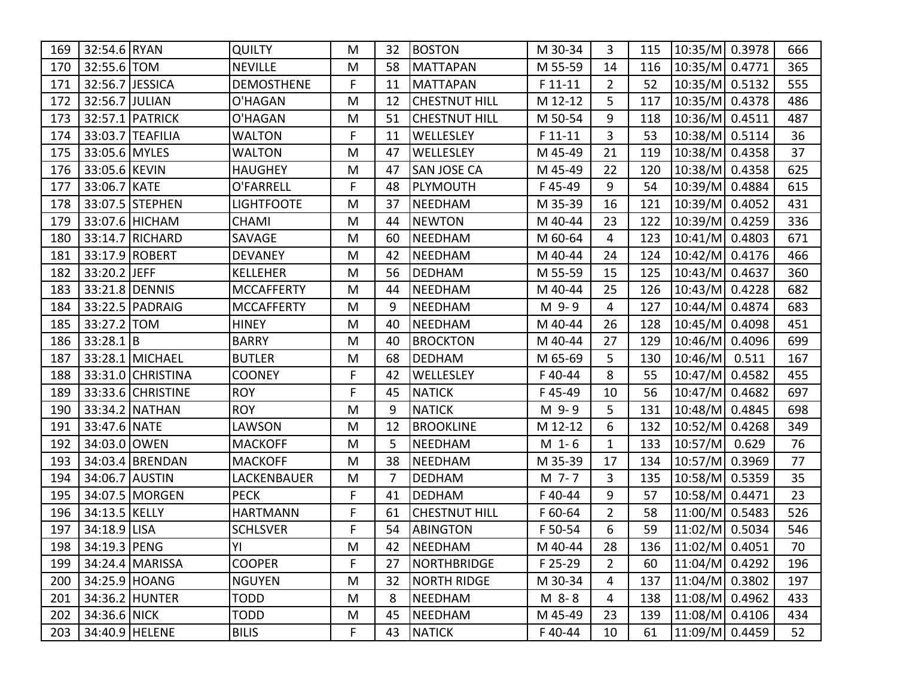| 169 | 32:54.6 | RYAN | QUILTY | M | 32 | BOSTON | M 30-34 | 3 | 115 | 10:35/M | 0.3978 | 666 |
|---|---|---|---|---|---|---|---|---|---|---|---|---|
| 170 | 32:55.6 | TOM | NEVILLE | M | 58 | MATTAPAN | M 55-59 | 14 | 116 | 10:35/M | 0.4771 | 365 |
| 171 | 32:56.7 | JESSICA | DEMOSTHENE | F | 11 | MATTAPAN | F 11-11 | 2 | 52 | 10:35/M | 0.5132 | 555 |
| 172 | 32:56.7 | JULIAN | O'HAGAN | M | 12 | CHESTNUT HILL | M 12-12 | 5 | 117 | 10:35/M | 0.4378 | 486 |
| 173 | 32:57.1 | PATRICK | O'HAGAN | M | 51 | CHESTNUT HILL | M 50-54 | 9 | 118 | 10:36/M | 0.4511 | 487 |
| 174 | 33:03.7 | TEAFILIA | WALTON | F | 11 | WELLESLEY | F 11-11 | 3 | 53 | 10:38/M | 0.5114 | 36 |
| 175 | 33:05.6 | MYLES | WALTON | M | 47 | WELLESLEY | M 45-49 | 21 | 119 | 10:38/M | 0.4358 | 37 |
| 176 | 33:05.6 | KEVIN | HAUGHEY | M | 47 | SAN JOSE CA | M 45-49 | 22 | 120 | 10:38/M | 0.4358 | 625 |
| 177 | 33:06.7 | KATE | O'FARRELL | F | 48 | PLYMOUTH | F 45-49 | 9 | 54 | 10:39/M | 0.4884 | 615 |
| 178 | 33:07.5 | STEPHEN | LIGHTFOOTE | M | 37 | NEEDHAM | M 35-39 | 16 | 121 | 10:39/M | 0.4052 | 431 |
| 179 | 33:07.6 | HICHAM | CHAMI | M | 44 | NEWTON | M 40-44 | 23 | 122 | 10:39/M | 0.4259 | 336 |
| 180 | 33:14.7 | RICHARD | SAVAGE | M | 60 | NEEDHAM | M 60-64 | 4 | 123 | 10:41/M | 0.4803 | 671 |
| 181 | 33:17.9 | ROBERT | DEVANEY | M | 42 | NEEDHAM | M 40-44 | 24 | 124 | 10:42/M | 0.4176 | 466 |
| 182 | 33:20.2 | JEFF | KELLEHER | M | 56 | DEDHAM | M 55-59 | 15 | 125 | 10:43/M | 0.4637 | 360 |
| 183 | 33:21.8 | DENNIS | MCCAFFERTY | M | 44 | NEEDHAM | M 40-44 | 25 | 126 | 10:43/M | 0.4228 | 682 |
| 184 | 33:22.5 | PADRAIG | MCCAFFERTY | M | 9 | NEEDHAM | M 9-9 | 4 | 127 | 10:44/M | 0.4874 | 683 |
| 185 | 33:27.2 | TOM | HINEY | M | 40 | NEEDHAM | M 40-44 | 26 | 128 | 10:45/M | 0.4098 | 451 |
| 186 | 33:28.1 | B | BARRY | M | 40 | BROCKTON | M 40-44 | 27 | 129 | 10:46/M | 0.4096 | 699 |
| 187 | 33:28.1 | MICHAEL | BUTLER | M | 68 | DEDHAM | M 65-69 | 5 | 130 | 10:46/M | 0.511 | 167 |
| 188 | 33:31.0 | CHRISTINA | COONEY | F | 42 | WELLESLEY | F 40-44 | 8 | 55 | 10:47/M | 0.4582 | 455 |
| 189 | 33:33.6 | CHRISTINE | ROY | F | 45 | NATICK | F 45-49 | 10 | 56 | 10:47/M | 0.4682 | 697 |
| 190 | 33:34.2 | NATHAN | ROY | M | 9 | NATICK | M 9-9 | 5 | 131 | 10:48/M | 0.4845 | 698 |
| 191 | 33:47.6 | NATE | LAWSON | M | 12 | BROOKLINE | M 12-12 | 6 | 132 | 10:52/M | 0.4268 | 349 |
| 192 | 34:03.0 | OWEN | MACKOFF | M | 5 | NEEDHAM | M 1-6 | 1 | 133 | 10:57/M | 0.629 | 76 |
| 193 | 34:03.4 | BRENDAN | MACKOFF | M | 38 | NEEDHAM | M 35-39 | 17 | 134 | 10:57/M | 0.3969 | 77 |
| 194 | 34:06.7 | AUSTIN | LACKENBAUER | M | 7 | DEDHAM | M 7-7 | 3 | 135 | 10:58/M | 0.5359 | 35 |
| 195 | 34:07.5 | MORGEN | PECK | F | 41 | DEDHAM | F 40-44 | 9 | 57 | 10:58/M | 0.4471 | 23 |
| 196 | 34:13.5 | KELLY | HARTMANN | F | 61 | CHESTNUT HILL | F 60-64 | 2 | 58 | 11:00/M | 0.5483 | 526 |
| 197 | 34:18.9 | LISA | SCHLSVER | F | 54 | ABINGTON | F 50-54 | 6 | 59 | 11:02/M | 0.5034 | 546 |
| 198 | 34:19.3 | PENG | YI | M | 42 | NEEDHAM | M 40-44 | 28 | 136 | 11:02/M | 0.4051 | 70 |
| 199 | 34:24.4 | MARISSA | COOPER | F | 27 | NORTHBRIDGE | F 25-29 | 2 | 60 | 11:04/M | 0.4292 | 196 |
| 200 | 34:25.9 | HOANG | NGUYEN | M | 32 | NORTH RIDGE | M 30-34 | 4 | 137 | 11:04/M | 0.3802 | 197 |
| 201 | 34:36.2 | HUNTER | TODD | M | 8 | NEEDHAM | M 8-8 | 4 | 138 | 11:08/M | 0.4962 | 433 |
| 202 | 34:36.6 | NICK | TODD | M | 45 | NEEDHAM | M 45-49 | 23 | 139 | 11:08/M | 0.4106 | 434 |
| 203 | 34:40.9 | HELENE | BILIS | F | 43 | NATICK | F 40-44 | 10 | 61 | 11:09/M | 0.4459 | 52 |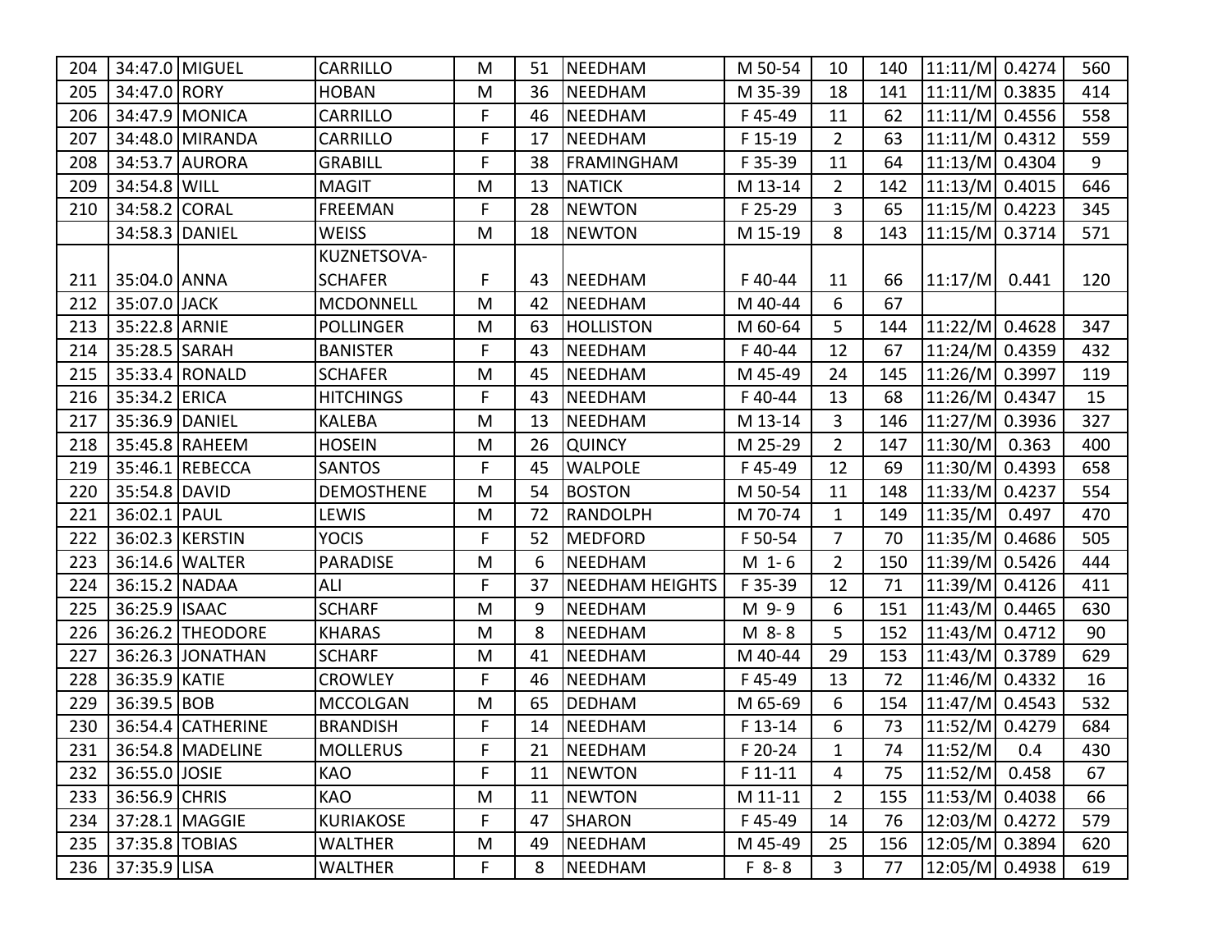| | | | | | | | | | | | | |
|---|---|---|---|---|---|---|---|---|---|---|---|---|
| 204 | 34:47.0 | MIGUEL | CARRILLO | M | 51 | NEEDHAM | M 50-54 | 10 | 140 | 11:11/M | 0.4274 | 560 |
| 205 | 34:47.0 | RORY | HOBAN | M | 36 | NEEDHAM | M 35-39 | 18 | 141 | 11:11/M | 0.3835 | 414 |
| 206 | 34:47.9 | MONICA | CARRILLO | F | 46 | NEEDHAM | F 45-49 | 11 | 62 | 11:11/M | 0.4556 | 558 |
| 207 | 34:48.0 | MIRANDA | CARRILLO | F | 17 | NEEDHAM | F 15-19 | 2 | 63 | 11:11/M | 0.4312 | 559 |
| 208 | 34:53.7 | AURORA | GRABILL | F | 38 | FRAMINGHAM | F 35-39 | 11 | 64 | 11:13/M | 0.4304 | 9 |
| 209 | 34:54.8 | WILL | MAGIT | M | 13 | NATICK | M 13-14 | 2 | 142 | 11:13/M | 0.4015 | 646 |
| 210 | 34:58.2 | CORAL | FREEMAN | F | 28 | NEWTON | F 25-29 | 3 | 65 | 11:15/M | 0.4223 | 345 |
| | 34:58.3 | DANIEL | WEISS | M | 18 | NEWTON | M 15-19 | 8 | 143 | 11:15/M | 0.3714 | 571 |
| 211 | 35:04.0 | ANNA | KUZNETSOVA-SCHAFER | F | 43 | NEEDHAM | F 40-44 | 11 | 66 | 11:17/M | 0.441 | 120 |
| 212 | 35:07.0 | JACK | MCDONNELL | M | 42 | NEEDHAM | M 40-44 | 6 | 67 | | | |
| 213 | 35:22.8 | ARNIE | POLLINGER | M | 63 | HOLLISTON | M 60-64 | 5 | 144 | 11:22/M | 0.4628 | 347 |
| 214 | 35:28.5 | SARAH | BANISTER | F | 43 | NEEDHAM | F 40-44 | 12 | 67 | 11:24/M | 0.4359 | 432 |
| 215 | 35:33.4 | RONALD | SCHAFER | M | 45 | NEEDHAM | M 45-49 | 24 | 145 | 11:26/M | 0.3997 | 119 |
| 216 | 35:34.2 | ERICA | HITCHINGS | F | 43 | NEEDHAM | F 40-44 | 13 | 68 | 11:26/M | 0.4347 | 15 |
| 217 | 35:36.9 | DANIEL | KALEBA | M | 13 | NEEDHAM | M 13-14 | 3 | 146 | 11:27/M | 0.3936 | 327 |
| 218 | 35:45.8 | RAHEEM | HOSEIN | M | 26 | QUINCY | M 25-29 | 2 | 147 | 11:30/M | 0.363 | 400 |
| 219 | 35:46.1 | REBECCA | SANTOS | F | 45 | WALPOLE | F 45-49 | 12 | 69 | 11:30/M | 0.4393 | 658 |
| 220 | 35:54.8 | DAVID | DEMOSTHENE | M | 54 | BOSTON | M 50-54 | 11 | 148 | 11:33/M | 0.4237 | 554 |
| 221 | 36:02.1 | PAUL | LEWIS | M | 72 | RANDOLPH | M 70-74 | 1 | 149 | 11:35/M | 0.497 | 470 |
| 222 | 36:02.3 | KERSTIN | YOCIS | F | 52 | MEDFORD | F 50-54 | 7 | 70 | 11:35/M | 0.4686 | 505 |
| 223 | 36:14.6 | WALTER | PARADISE | M | 6 | NEEDHAM | M 1-6 | 2 | 150 | 11:39/M | 0.5426 | 444 |
| 224 | 36:15.2 | NADAA | ALI | F | 37 | NEEDHAM HEIGHTS | F 35-39 | 12 | 71 | 11:39/M | 0.4126 | 411 |
| 225 | 36:25.9 | ISAAC | SCHARF | M | 9 | NEEDHAM | M 9-9 | 6 | 151 | 11:43/M | 0.4465 | 630 |
| 226 | 36:26.2 | THEODORE | KHARAS | M | 8 | NEEDHAM | M 8-8 | 5 | 152 | 11:43/M | 0.4712 | 90 |
| 227 | 36:26.3 | JONATHAN | SCHARF | M | 41 | NEEDHAM | M 40-44 | 29 | 153 | 11:43/M | 0.3789 | 629 |
| 228 | 36:35.9 | KATIE | CROWLEY | F | 46 | NEEDHAM | F 45-49 | 13 | 72 | 11:46/M | 0.4332 | 16 |
| 229 | 36:39.5 | BOB | MCCOLGAN | M | 65 | DEDHAM | M 65-69 | 6 | 154 | 11:47/M | 0.4543 | 532 |
| 230 | 36:54.4 | CATHERINE | BRANDISH | F | 14 | NEEDHAM | F 13-14 | 6 | 73 | 11:52/M | 0.4279 | 684 |
| 231 | 36:54.8 | MADELINE | MOLLERUS | F | 21 | NEEDHAM | F 20-24 | 1 | 74 | 11:52/M | 0.4 | 430 |
| 232 | 36:55.0 | JOSIE | KAO | F | 11 | NEWTON | F 11-11 | 4 | 75 | 11:52/M | 0.458 | 67 |
| 233 | 36:56.9 | CHRIS | KAO | M | 11 | NEWTON | M 11-11 | 2 | 155 | 11:53/M | 0.4038 | 66 |
| 234 | 37:28.1 | MAGGIE | KURIAKOSE | F | 47 | SHARON | F 45-49 | 14 | 76 | 12:03/M | 0.4272 | 579 |
| 235 | 37:35.8 | TOBIAS | WALTHER | M | 49 | NEEDHAM | M 45-49 | 25 | 156 | 12:05/M | 0.3894 | 620 |
| 236 | 37:35.9 | LISA | WALTHER | F | 8 | NEEDHAM | F 8-8 | 3 | 77 | 12:05/M | 0.4938 | 619 |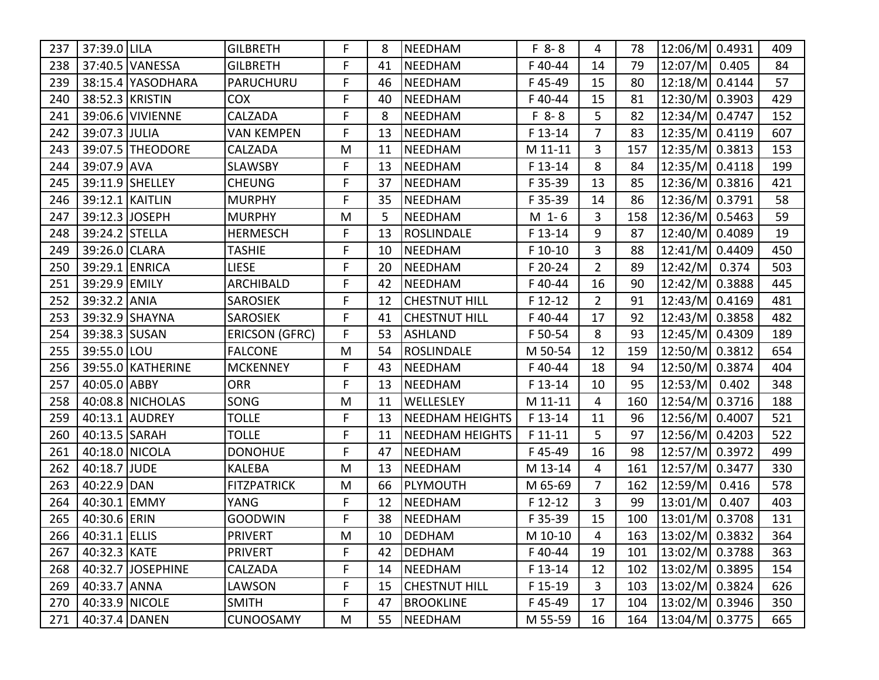| | | | | | | | | | | | | |
|---|---|---|---|---|---|---|---|---|---|---|---|---|
| 237 | 37:39.0 | LILA | GILBRETH | F | 8 | NEEDHAM | F 8- 8 | 4 | 78 | 12:06/M | 0.4931 | 409 |
| 238 | 37:40.5 | VANESSA | GILBRETH | F | 41 | NEEDHAM | F 40-44 | 14 | 79 | 12:07/M | 0.405 | 84 |
| 239 | 38:15.4 | YASODHARA | PARUCHURU | F | 46 | NEEDHAM | F 45-49 | 15 | 80 | 12:18/M | 0.4144 | 57 |
| 240 | 38:52.3 | KRISTIN | COX | F | 40 | NEEDHAM | F 40-44 | 15 | 81 | 12:30/M | 0.3903 | 429 |
| 241 | 39:06.6 | VIVIENNE | CALZADA | F | 8 | NEEDHAM | F 8- 8 | 5 | 82 | 12:34/M | 0.4747 | 152 |
| 242 | 39:07.3 | JULIA | VAN KEMPEN | F | 13 | NEEDHAM | F 13-14 | 7 | 83 | 12:35/M | 0.4119 | 607 |
| 243 | 39:07.5 | THEODORE | CALZADA | M | 11 | NEEDHAM | M 11-11 | 3 | 157 | 12:35/M | 0.3813 | 153 |
| 244 | 39:07.9 | AVA | SLAWSBY | F | 13 | NEEDHAM | F 13-14 | 8 | 84 | 12:35/M | 0.4118 | 199 |
| 245 | 39:11.9 | SHELLEY | CHEUNG | F | 37 | NEEDHAM | F 35-39 | 13 | 85 | 12:36/M | 0.3816 | 421 |
| 246 | 39:12.1 | KAITLIN | MURPHY | F | 35 | NEEDHAM | F 35-39 | 14 | 86 | 12:36/M | 0.3791 | 58 |
| 247 | 39:12.3 | JOSEPH | MURPHY | M | 5 | NEEDHAM | M 1- 6 | 3 | 158 | 12:36/M | 0.5463 | 59 |
| 248 | 39:24.2 | STELLA | HERMESCH | F | 13 | ROSLINDALE | F 13-14 | 9 | 87 | 12:40/M | 0.4089 | 19 |
| 249 | 39:26.0 | CLARA | TASHIE | F | 10 | NEEDHAM | F 10-10 | 3 | 88 | 12:41/M | 0.4409 | 450 |
| 250 | 39:29.1 | ENRICA | LIESE | F | 20 | NEEDHAM | F 20-24 | 2 | 89 | 12:42/M | 0.374 | 503 |
| 251 | 39:29.9 | EMILY | ARCHIBALD | F | 42 | NEEDHAM | F 40-44 | 16 | 90 | 12:42/M | 0.3888 | 445 |
| 252 | 39:32.2 | ANIA | SAROSIEK | F | 12 | CHESTNUT HILL | F 12-12 | 2 | 91 | 12:43/M | 0.4169 | 481 |
| 253 | 39:32.9 | SHAYNA | SAROSIEK | F | 41 | CHESTNUT HILL | F 40-44 | 17 | 92 | 12:43/M | 0.3858 | 482 |
| 254 | 39:38.3 | SUSAN | ERICSON (GFRC) | F | 53 | ASHLAND | F 50-54 | 8 | 93 | 12:45/M | 0.4309 | 189 |
| 255 | 39:55.0 | LOU | FALCONE | M | 54 | ROSLINDALE | M 50-54 | 12 | 159 | 12:50/M | 0.3812 | 654 |
| 256 | 39:55.0 | KATHERINE | MCKENNEY | F | 43 | NEEDHAM | F 40-44 | 18 | 94 | 12:50/M | 0.3874 | 404 |
| 257 | 40:05.0 | ABBY | ORR | F | 13 | NEEDHAM | F 13-14 | 10 | 95 | 12:53/M | 0.402 | 348 |
| 258 | 40:08.8 | NICHOLAS | SONG | M | 11 | WELLESLEY | M 11-11 | 4 | 160 | 12:54/M | 0.3716 | 188 |
| 259 | 40:13.1 | AUDREY | TOLLE | F | 13 | NEEDHAM HEIGHTS | F 13-14 | 11 | 96 | 12:56/M | 0.4007 | 521 |
| 260 | 40:13.5 | SARAH | TOLLE | F | 11 | NEEDHAM HEIGHTS | F 11-11 | 5 | 97 | 12:56/M | 0.4203 | 522 |
| 261 | 40:18.0 | NICOLA | DONOHUE | F | 47 | NEEDHAM | F 45-49 | 16 | 98 | 12:57/M | 0.3972 | 499 |
| 262 | 40:18.7 | JUDE | KALEBA | M | 13 | NEEDHAM | M 13-14 | 4 | 161 | 12:57/M | 0.3477 | 330 |
| 263 | 40:22.9 | DAN | FITZPATRICK | M | 66 | PLYMOUTH | M 65-69 | 7 | 162 | 12:59/M | 0.416 | 578 |
| 264 | 40:30.1 | EMMY | YANG | F | 12 | NEEDHAM | F 12-12 | 3 | 99 | 13:01/M | 0.407 | 403 |
| 265 | 40:30.6 | ERIN | GOODWIN | F | 38 | NEEDHAM | F 35-39 | 15 | 100 | 13:01/M | 0.3708 | 131 |
| 266 | 40:31.1 | ELLIS | PRIVERT | M | 10 | DEDHAM | M 10-10 | 4 | 163 | 13:02/M | 0.3832 | 364 |
| 267 | 40:32.3 | KATE | PRIVERT | F | 42 | DEDHAM | F 40-44 | 19 | 101 | 13:02/M | 0.3788 | 363 |
| 268 | 40:32.7 | JOSEPHINE | CALZADA | F | 14 | NEEDHAM | F 13-14 | 12 | 102 | 13:02/M | 0.3895 | 154 |
| 269 | 40:33.7 | ANNA | LAWSON | F | 15 | CHESTNUT HILL | F 15-19 | 3 | 103 | 13:02/M | 0.3824 | 626 |
| 270 | 40:33.9 | NICOLE | SMITH | F | 47 | BROOKLINE | F 45-49 | 17 | 104 | 13:02/M | 0.3946 | 350 |
| 271 | 40:37.4 | DANEN | CUNOOSAMY | M | 55 | NEEDHAM | M 55-59 | 16 | 164 | 13:04/M | 0.3775 | 665 |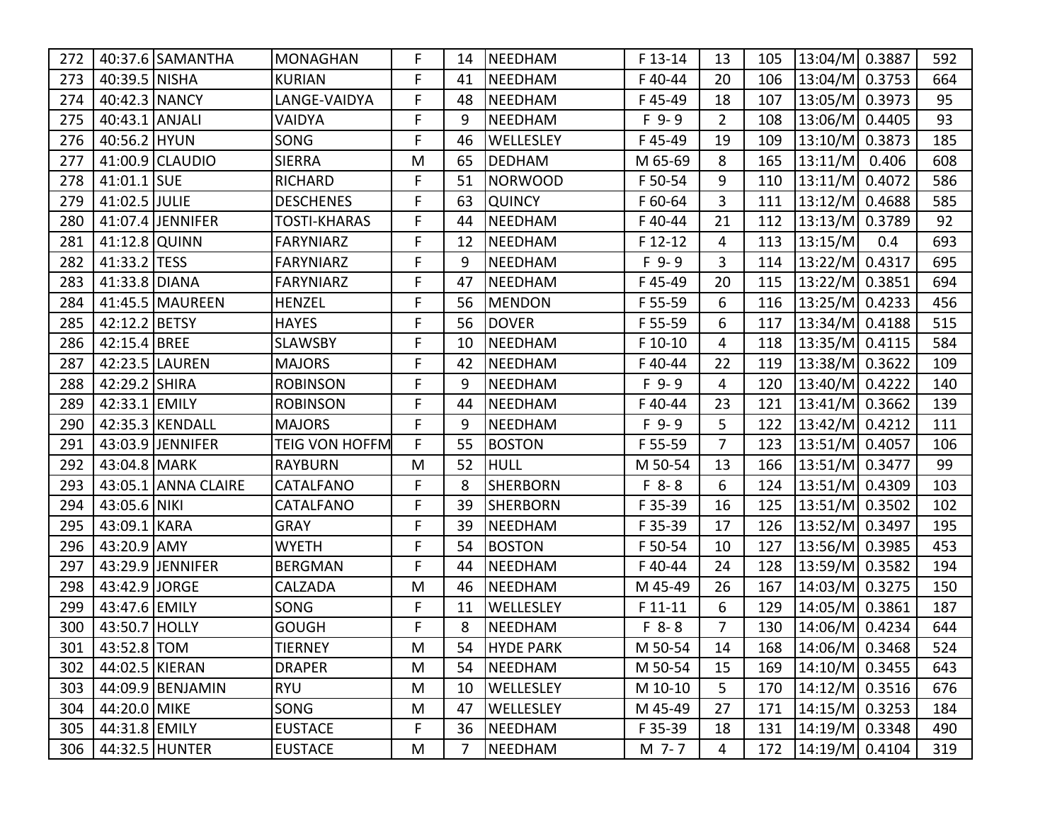| | | | | | | | | | | | | |
|---|---|---|---|---|---|---|---|---|---|---|---|---|
| 272 | 40:37.6 | SAMANTHA | MONAGHAN | F | 14 | NEEDHAM | F 13-14 | 13 | 105 | 13:04/M | 0.3887 | 592 |
| 273 | 40:39.5 | NISHA | KURIAN | F | 41 | NEEDHAM | F 40-44 | 20 | 106 | 13:04/M | 0.3753 | 664 |
| 274 | 40:42.3 | NANCY | LANGE-VAIDYA | F | 48 | NEEDHAM | F 45-49 | 18 | 107 | 13:05/M | 0.3973 | 95 |
| 275 | 40:43.1 | ANJALI | VAIDYA | F | 9 | NEEDHAM | F 9- 9 | 2 | 108 | 13:06/M | 0.4405 | 93 |
| 276 | 40:56.2 | HYUN | SONG | F | 46 | WELLESLEY | F 45-49 | 19 | 109 | 13:10/M | 0.3873 | 185 |
| 277 | 41:00.9 | CLAUDIO | SIERRA | M | 65 | DEDHAM | M 65-69 | 8 | 165 | 13:11/M | 0.406 | 608 |
| 278 | 41:01.1 | SUE | RICHARD | F | 51 | NORWOOD | F 50-54 | 9 | 110 | 13:11/M | 0.4072 | 586 |
| 279 | 41:02.5 | JULIE | DESCHENES | F | 63 | QUINCY | F 60-64 | 3 | 111 | 13:12/M | 0.4688 | 585 |
| 280 | 41:07.4 | JENNIFER | TOSTI-KHARAS | F | 44 | NEEDHAM | F 40-44 | 21 | 112 | 13:13/M | 0.3789 | 92 |
| 281 | 41:12.8 | QUINN | FARYNIARZ | F | 12 | NEEDHAM | F 12-12 | 4 | 113 | 13:15/M | 0.4 | 693 |
| 282 | 41:33.2 | TESS | FARYNIARZ | F | 9 | NEEDHAM | F 9- 9 | 3 | 114 | 13:22/M | 0.4317 | 695 |
| 283 | 41:33.8 | DIANA | FARYNIARZ | F | 47 | NEEDHAM | F 45-49 | 20 | 115 | 13:22/M | 0.3851 | 694 |
| 284 | 41:45.5 | MAUREEN | HENZEL | F | 56 | MENDON | F 55-59 | 6 | 116 | 13:25/M | 0.4233 | 456 |
| 285 | 42:12.2 | BETSY | HAYES | F | 56 | DOVER | F 55-59 | 6 | 117 | 13:34/M | 0.4188 | 515 |
| 286 | 42:15.4 | BREE | SLAWSBY | F | 10 | NEEDHAM | F 10-10 | 4 | 118 | 13:35/M | 0.4115 | 584 |
| 287 | 42:23.5 | LAUREN | MAJORS | F | 42 | NEEDHAM | F 40-44 | 22 | 119 | 13:38/M | 0.3622 | 109 |
| 288 | 42:29.2 | SHIRA | ROBINSON | F | 9 | NEEDHAM | F 9- 9 | 4 | 120 | 13:40/M | 0.4222 | 140 |
| 289 | 42:33.1 | EMILY | ROBINSON | F | 44 | NEEDHAM | F 40-44 | 23 | 121 | 13:41/M | 0.3662 | 139 |
| 290 | 42:35.3 | KENDALL | MAJORS | F | 9 | NEEDHAM | F 9- 9 | 5 | 122 | 13:42/M | 0.4212 | 111 |
| 291 | 43:03.9 | JENNIFER | TEIG VON HOFFM | F | 55 | BOSTON | F 55-59 | 7 | 123 | 13:51/M | 0.4057 | 106 |
| 292 | 43:04.8 | MARK | RAYBURN | M | 52 | HULL | M 50-54 | 13 | 166 | 13:51/M | 0.3477 | 99 |
| 293 | 43:05.1 | ANNA CLAIRE | CATALFANO | F | 8 | SHERBORN | F 8- 8 | 6 | 124 | 13:51/M | 0.4309 | 103 |
| 294 | 43:05.6 | NIKI | CATALFANO | F | 39 | SHERBORN | F 35-39 | 16 | 125 | 13:51/M | 0.3502 | 102 |
| 295 | 43:09.1 | KARA | GRAY | F | 39 | NEEDHAM | F 35-39 | 17 | 126 | 13:52/M | 0.3497 | 195 |
| 296 | 43:20.9 | AMY | WYETH | F | 54 | BOSTON | F 50-54 | 10 | 127 | 13:56/M | 0.3985 | 453 |
| 297 | 43:29.9 | JENNIFER | BERGMAN | F | 44 | NEEDHAM | F 40-44 | 24 | 128 | 13:59/M | 0.3582 | 194 |
| 298 | 43:42.9 | JORGE | CALZADA | M | 46 | NEEDHAM | M 45-49 | 26 | 167 | 14:03/M | 0.3275 | 150 |
| 299 | 43:47.6 | EMILY | SONG | F | 11 | WELLESLEY | F 11-11 | 6 | 129 | 14:05/M | 0.3861 | 187 |
| 300 | 43:50.7 | HOLLY | GOUGH | F | 8 | NEEDHAM | F 8- 8 | 7 | 130 | 14:06/M | 0.4234 | 644 |
| 301 | 43:52.8 | TOM | TIERNEY | M | 54 | HYDE PARK | M 50-54 | 14 | 168 | 14:06/M | 0.3468 | 524 |
| 302 | 44:02.5 | KIERAN | DRAPER | M | 54 | NEEDHAM | M 50-54 | 15 | 169 | 14:10/M | 0.3455 | 643 |
| 303 | 44:09.9 | BENJAMIN | RYU | M | 10 | WELLESLEY | M 10-10 | 5 | 170 | 14:12/M | 0.3516 | 676 |
| 304 | 44:20.0 | MIKE | SONG | M | 47 | WELLESLEY | M 45-49 | 27 | 171 | 14:15/M | 0.3253 | 184 |
| 305 | 44:31.8 | EMILY | EUSTACE | F | 36 | NEEDHAM | F 35-39 | 18 | 131 | 14:19/M | 0.3348 | 490 |
| 306 | 44:32.5 | HUNTER | EUSTACE | M | 7 | NEEDHAM | M 7- 7 | 4 | 172 | 14:19/M | 0.4104 | 319 |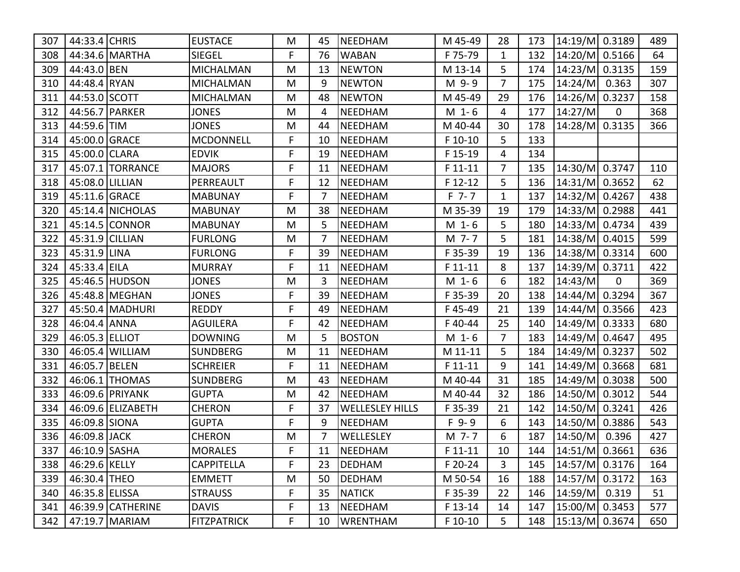| 307 | 44:33.4 | CHRIS | EUSTACE | M | 45 | NEEDHAM | M 45-49 | 28 | 173 | 14:19/M | 0.3189 | 489 |
|---|---|---|---|---|---|---|---|---|---|---|---|---|
| 308 | 44:34.6 | MARTHA | SIEGEL | F | 76 | WABAN | F 75-79 | 1 | 132 | 14:20/M | 0.5166 | 64 |
| 309 | 44:43.0 | BEN | MICHALMAN | M | 13 | NEWTON | M 13-14 | 5 | 174 | 14:23/M | 0.3135 | 159 |
| 310 | 44:48.4 | RYAN | MICHALMAN | M | 9 | NEWTON | M 9- 9 | 7 | 175 | 14:24/M | 0.363 | 307 |
| 311 | 44:53.0 | SCOTT | MICHALMAN | M | 48 | NEWTON | M 45-49 | 29 | 176 | 14:26/M | 0.3237 | 158 |
| 312 | 44:56.7 | PARKER | JONES | M | 4 | NEEDHAM | M 1- 6 | 4 | 177 | 14:27/M | 0 | 368 |
| 313 | 44:59.6 | TIM | JONES | M | 44 | NEEDHAM | M 40-44 | 30 | 178 | 14:28/M | 0.3135 | 366 |
| 314 | 45:00.0 | GRACE | MCDONNELL | F | 10 | NEEDHAM | F 10-10 | 5 | 133 | | | |
| 315 | 45:00.0 | CLARA | EDVIK | F | 19 | NEEDHAM | F 15-19 | 4 | 134 | | | |
| 317 | 45:07.1 | TORRANCE | MAJORS | F | 11 | NEEDHAM | F 11-11 | 7 | 135 | 14:30/M | 0.3747 | 110 |
| 318 | 45:08.0 | LILLIAN | PERREAULT | F | 12 | NEEDHAM | F 12-12 | 5 | 136 | 14:31/M | 0.3652 | 62 |
| 319 | 45:11.6 | GRACE | MABUNAY | F | 7 | NEEDHAM | F 7- 7 | 1 | 137 | 14:32/M | 0.4267 | 438 |
| 320 | 45:14.4 | NICHOLAS | MABUNAY | M | 38 | NEEDHAM | M 35-39 | 19 | 179 | 14:33/M | 0.2988 | 441 |
| 321 | 45:14.5 | CONNOR | MABUNAY | M | 5 | NEEDHAM | M 1- 6 | 5 | 180 | 14:33/M | 0.4734 | 439 |
| 322 | 45:31.9 | CILLIAN | FURLONG | M | 7 | NEEDHAM | M 7- 7 | 5 | 181 | 14:38/M | 0.4015 | 599 |
| 323 | 45:31.9 | LINA | FURLONG | F | 39 | NEEDHAM | F 35-39 | 19 | 136 | 14:38/M | 0.3314 | 600 |
| 324 | 45:33.4 | EILA | MURRAY | F | 11 | NEEDHAM | F 11-11 | 8 | 137 | 14:39/M | 0.3711 | 422 |
| 325 | 45:46.5 | HUDSON | JONES | M | 3 | NEEDHAM | M 1- 6 | 6 | 182 | 14:43/M | 0 | 369 |
| 326 | 45:48.8 | MEGHAN | JONES | F | 39 | NEEDHAM | F 35-39 | 20 | 138 | 14:44/M | 0.3294 | 367 |
| 327 | 45:50.4 | MADHURI | REDDY | F | 49 | NEEDHAM | F 45-49 | 21 | 139 | 14:44/M | 0.3566 | 423 |
| 328 | 46:04.4 | ANNA | AGUILERA | F | 42 | NEEDHAM | F 40-44 | 25 | 140 | 14:49/M | 0.3333 | 680 |
| 329 | 46:05.3 | ELLIOT | DOWNING | M | 5 | BOSTON | M 1- 6 | 7 | 183 | 14:49/M | 0.4647 | 495 |
| 330 | 46:05.4 | WILLIAM | SUNDBERG | M | 11 | NEEDHAM | M 11-11 | 5 | 184 | 14:49/M | 0.3237 | 502 |
| 331 | 46:05.7 | BELEN | SCHREIER | F | 11 | NEEDHAM | F 11-11 | 9 | 141 | 14:49/M | 0.3668 | 681 |
| 332 | 46:06.1 | THOMAS | SUNDBERG | M | 43 | NEEDHAM | M 40-44 | 31 | 185 | 14:49/M | 0.3038 | 500 |
| 333 | 46:09.6 | PRIYANK | GUPTA | M | 42 | NEEDHAM | M 40-44 | 32 | 186 | 14:50/M | 0.3012 | 544 |
| 334 | 46:09.6 | ELIZABETH | CHERON | F | 37 | WELLESLEY HILLS | F 35-39 | 21 | 142 | 14:50/M | 0.3241 | 426 |
| 335 | 46:09.8 | SIONA | GUPTA | F | 9 | NEEDHAM | F 9- 9 | 6 | 143 | 14:50/M | 0.3886 | 543 |
| 336 | 46:09.8 | JACK | CHERON | M | 7 | WELLESLEY | M 7- 7 | 6 | 187 | 14:50/M | 0.396 | 427 |
| 337 | 46:10.9 | SASHA | MORALES | F | 11 | NEEDHAM | F 11-11 | 10 | 144 | 14:51/M | 0.3661 | 636 |
| 338 | 46:29.6 | KELLY | CAPPITELLA | F | 23 | DEDHAM | F 20-24 | 3 | 145 | 14:57/M | 0.3176 | 164 |
| 339 | 46:30.4 | THEO | EMMETT | M | 50 | DEDHAM | M 50-54 | 16 | 188 | 14:57/M | 0.3172 | 163 |
| 340 | 46:35.8 | ELISSA | STRAUSS | F | 35 | NATICK | F 35-39 | 22 | 146 | 14:59/M | 0.319 | 51 |
| 341 | 46:39.9 | CATHERINE | DAVIS | F | 13 | NEEDHAM | F 13-14 | 14 | 147 | 15:00/M | 0.3453 | 577 |
| 342 | 47:19.7 | MARIAM | FITZPATRICK | F | 10 | WRENTHAM | F 10-10 | 5 | 148 | 15:13/M | 0.3674 | 650 |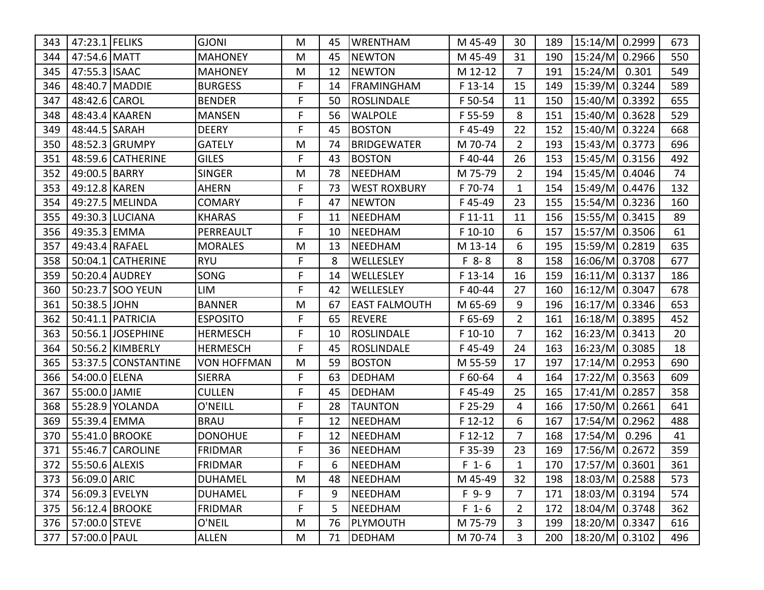| 343 | 47:23.1 | FELIKS | GJONI | M | 45 | WRENTHAM | M 45-49 | 30 | 189 | 15:14/M | 0.2999 | 673 |
|---|---|---|---|---|---|---|---|---|---|---|---|---|
| 344 | 47:54.6 | MATT | MAHONEY | M | 45 | NEWTON | M 45-49 | 31 | 190 | 15:24/M | 0.2966 | 550 |
| 345 | 47:55.3 | ISAAC | MAHONEY | M | 12 | NEWTON | M 12-12 | 7 | 191 | 15:24/M | 0.301 | 549 |
| 346 | 48:40.7 | MADDIE | BURGESS | F | 14 | FRAMINGHAM | F 13-14 | 15 | 149 | 15:39/M | 0.3244 | 589 |
| 347 | 48:42.6 | CAROL | BENDER | F | 50 | ROSLINDALE | F 50-54 | 11 | 150 | 15:40/M | 0.3392 | 655 |
| 348 | 48:43.4 | KAAREN | MANSEN | F | 56 | WALPOLE | F 55-59 | 8 | 151 | 15:40/M | 0.3628 | 529 |
| 349 | 48:44.5 | SARAH | DEERY | F | 45 | BOSTON | F 45-49 | 22 | 152 | 15:40/M | 0.3224 | 668 |
| 350 | 48:52.3 | GRUMPY | GATELY | M | 74 | BRIDGEWATER | M 70-74 | 2 | 193 | 15:43/M | 0.3773 | 696 |
| 351 | 48:59.6 | CATHERINE | GILES | F | 43 | BOSTON | F 40-44 | 26 | 153 | 15:45/M | 0.3156 | 492 |
| 352 | 49:00.5 | BARRY | SINGER | M | 78 | NEEDHAM | M 75-79 | 2 | 194 | 15:45/M | 0.4046 | 74 |
| 353 | 49:12.8 | KAREN | AHERN | F | 73 | WEST ROXBURY | F 70-74 | 1 | 154 | 15:49/M | 0.4476 | 132 |
| 354 | 49:27.5 | MELINDA | COMARY | F | 47 | NEWTON | F 45-49 | 23 | 155 | 15:54/M | 0.3236 | 160 |
| 355 | 49:30.3 | LUCIANA | KHARAS | F | 11 | NEEDHAM | F 11-11 | 11 | 156 | 15:55/M | 0.3415 | 89 |
| 356 | 49:35.3 | EMMA | PERREAULT | F | 10 | NEEDHAM | F 10-10 | 6 | 157 | 15:57/M | 0.3506 | 61 |
| 357 | 49:43.4 | RAFAEL | MORALES | M | 13 | NEEDHAM | M 13-14 | 6 | 195 | 15:59/M | 0.2819 | 635 |
| 358 | 50:04.1 | CATHERINE | RYU | F | 8 | WELLESLEY | F 8- 8 | 8 | 158 | 16:06/M | 0.3708 | 677 |
| 359 | 50:20.4 | AUDREY | SONG | F | 14 | WELLESLEY | F 13-14 | 16 | 159 | 16:11/M | 0.3137 | 186 |
| 360 | 50:23.7 | SOO YEUN | LIM | F | 42 | WELLESLEY | F 40-44 | 27 | 160 | 16:12/M | 0.3047 | 678 |
| 361 | 50:38.5 | JOHN | BANNER | M | 67 | EAST FALMOUTH | M 65-69 | 9 | 196 | 16:17/M | 0.3346 | 653 |
| 362 | 50:41.1 | PATRICIA | ESPOSITO | F | 65 | REVERE | F 65-69 | 2 | 161 | 16:18/M | 0.3895 | 452 |
| 363 | 50:56.1 | JOSEPHINE | HERMESCH | F | 10 | ROSLINDALE | F 10-10 | 7 | 162 | 16:23/M | 0.3413 | 20 |
| 364 | 50:56.2 | KIMBERLY | HERMESCH | F | 45 | ROSLINDALE | F 45-49 | 24 | 163 | 16:23/M | 0.3085 | 18 |
| 365 | 53:37.5 | CONSTANTINE | VON HOFFMAN | M | 59 | BOSTON | M 55-59 | 17 | 197 | 17:14/M | 0.2953 | 690 |
| 366 | 54:00.0 | ELENA | SIERRA | F | 63 | DEDHAM | F 60-64 | 4 | 164 | 17:22/M | 0.3563 | 609 |
| 367 | 55:00.0 | JAMIE | CULLEN | F | 45 | DEDHAM | F 45-49 | 25 | 165 | 17:41/M | 0.2857 | 358 |
| 368 | 55:28.9 | YOLANDA | O'NEILL | F | 28 | TAUNTON | F 25-29 | 4 | 166 | 17:50/M | 0.2661 | 641 |
| 369 | 55:39.4 | EMMA | BRAU | F | 12 | NEEDHAM | F 12-12 | 6 | 167 | 17:54/M | 0.2962 | 488 |
| 370 | 55:41.0 | BROOKE | DONOHUE | F | 12 | NEEDHAM | F 12-12 | 7 | 168 | 17:54/M | 0.296 | 41 |
| 371 | 55:46.7 | CAROLINE | FRIDMAR | F | 36 | NEEDHAM | F 35-39 | 23 | 169 | 17:56/M | 0.2672 | 359 |
| 372 | 55:50.6 | ALEXIS | FRIDMAR | F | 6 | NEEDHAM | F 1- 6 | 1 | 170 | 17:57/M | 0.3601 | 361 |
| 373 | 56:09.0 | ARIC | DUHAMEL | M | 48 | NEEDHAM | M 45-49 | 32 | 198 | 18:03/M | 0.2588 | 573 |
| 374 | 56:09.3 | EVELYN | DUHAMEL | F | 9 | NEEDHAM | F 9- 9 | 7 | 171 | 18:03/M | 0.3194 | 574 |
| 375 | 56:12.4 | BROOKE | FRIDMAR | F | 5 | NEEDHAM | F 1- 6 | 2 | 172 | 18:04/M | 0.3748 | 362 |
| 376 | 57:00.0 | STEVE | O'NEIL | M | 76 | PLYMOUTH | M 75-79 | 3 | 199 | 18:20/M | 0.3347 | 616 |
| 377 | 57:00.0 | PAUL | ALLEN | M | 71 | DEDHAM | M 70-74 | 3 | 200 | 18:20/M | 0.3102 | 496 |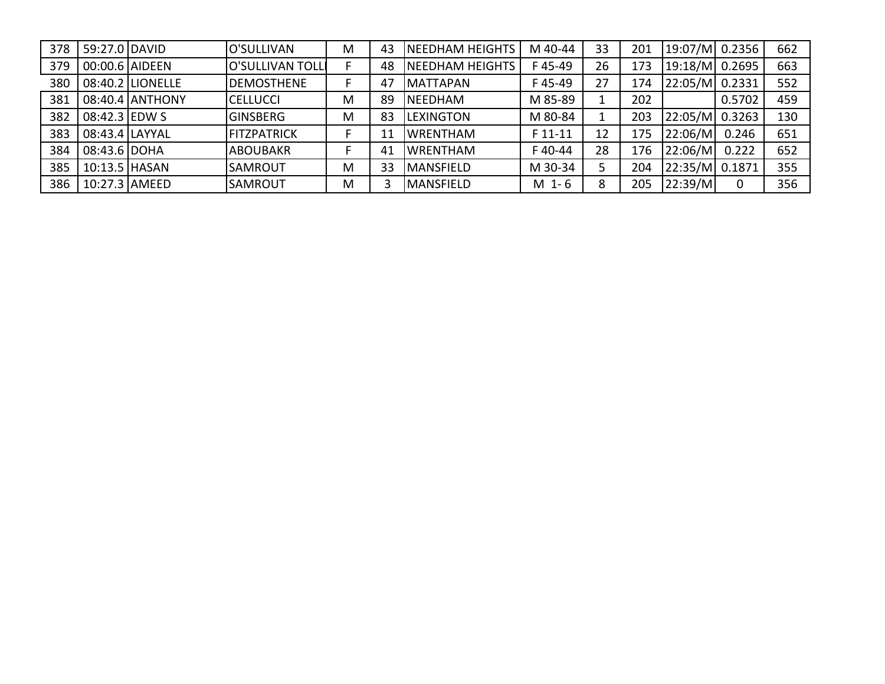| | | | | | | | | | | | | |
|---|---|---|---|---|---|---|---|---|---|---|---|---|
| 378 | 59:27.0 | DAVID | O'SULLIVAN | M | 43 | NEEDHAM HEIGHTS | M 40-44 | 33 | 201 | 19:07/M | 0.2356 | 662 |
| 379 | 00:00.6 | AIDEEN | O'SULLIVAN TOLL | F | 48 | NEEDHAM HEIGHTS | F 45-49 | 26 | 173 | 19:18/M | 0.2695 | 663 |
| 380 | 08:40.2 | LIONELLE | DEMOSTHENE | F | 47 | MATTAPAN | F 45-49 | 27 | 174 | 22:05/M | 0.2331 | 552 |
| 381 | 08:40.4 | ANTHONY | CELLUCCI | M | 89 | NEEDHAM | M 85-89 | 1 | 202 | | 0.5702 | 459 |
| 382 | 08:42.3 | EDW S | GINSBERG | M | 83 | LEXINGTON | M 80-84 | 1 | 203 | 22:05/M | 0.3263 | 130 |
| 383 | 08:43.4 | LAYYAL | FITZPATRICK | F | 11 | WRENTHAM | F 11-11 | 12 | 175 | 22:06/M | 0.246 | 651 |
| 384 | 08:43.6 | DOHA | ABOUBAKR | F | 41 | WRENTHAM | F 40-44 | 28 | 176 | 22:06/M | 0.222 | 652 |
| 385 | 10:13.5 | HASAN | SAMROUT | M | 33 | MANSFIELD | M 30-34 | 5 | 204 | 22:35/M | 0.1871 | 355 |
| 386 | 10:27.3 | AMEED | SAMROUT | M | 3 | MANSFIELD | M 1- 6 | 8 | 205 | 22:39/M | 0 | 356 |